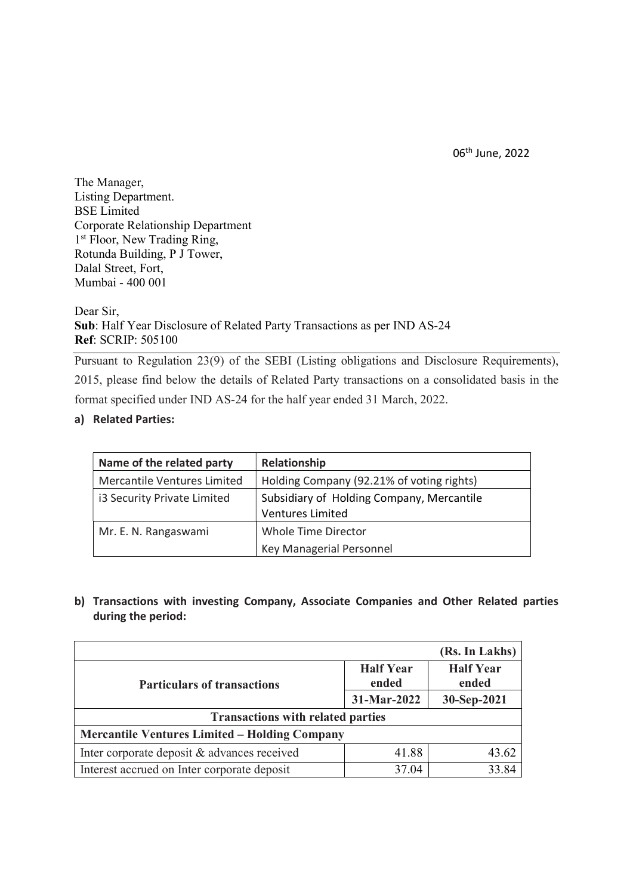06th June, 2022

The Manager,
Listing Department.
BSE Limited
Corporate Relationship Department
1st Floor, New Trading Ring,
Rotunda Building, P J Tower,
Dalal Street, Fort,
Mumbai - 400 001

Dear Sir,

**Sub**: Half Year Disclosure of Related Party Transactions as per IND AS-24
**Ref**: SCRIP: 505100

Pursuant to Regulation 23(9) of the SEBI (Listing obligations and Disclosure Requirements), 2015, please find below the details of Related Party transactions on a consolidated basis in the format specified under IND AS-24 for the half year ended 31 March, 2022.

**a) Related Parties:**

| Name of the related party | Relationship |
|---|---|
| Mercantile Ventures Limited | Holding Company (92.21% of voting rights) |
| i3 Security Private Limited | Subsidiary of Holding Company, Mercantile Ventures Limited |
| Mr. E. N. Rangaswami | Whole Time Director<br>Key Managerial Personnel |

**b) Transactions with investing Company, Associate Companies and Other Related parties during the period:**

| | | (Rs. In Lakhs) |
|---|---|---|
| **Particulars of transactions** | **Half Year ended** | **Half Year ended** |
| | **31-Mar-2022** | **30-Sep-2021** |
| **Transactions with related parties** | | |
| **Mercantile Ventures Limited – Holding Company** | | |
| Inter corporate deposit & advances received | 41.88 | 43.62 |
| Interest accrued on Inter corporate deposit | 37.04 | 33.84 |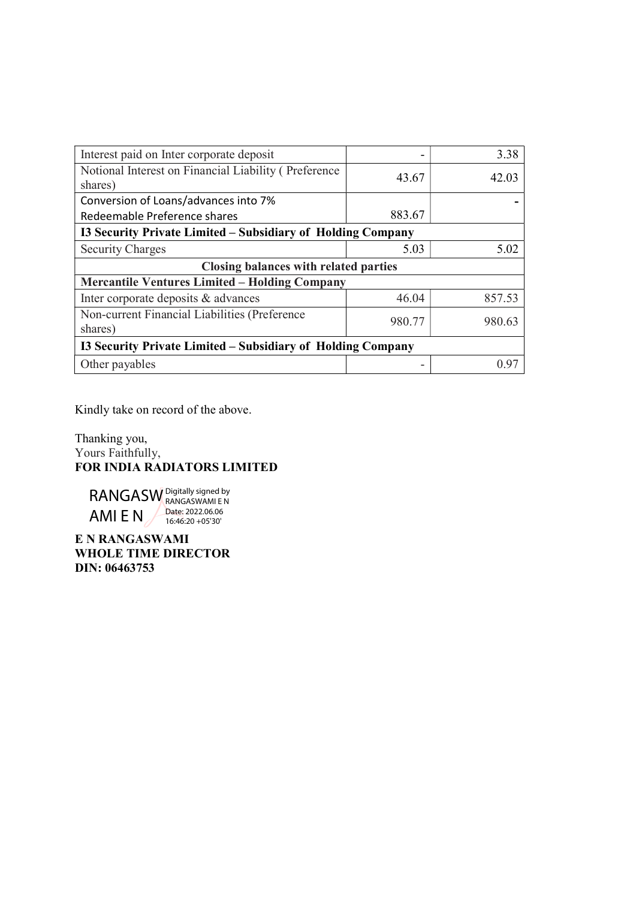| | | |
|---|---|---|
| Interest paid on Inter corporate deposit | - | 3.38 |
| Notional Interest on Financial Liability ( Preference shares) | 43.67 | 42.03 |
| Conversion of Loans/advances into 7% Redeemable Preference shares | 883.67 | - |
| **I3 Security Private Limited – Subsidiary of Holding Company** | | |
| Security Charges | 5.03 | 5.02 |
| **Closing balances with related parties** | | |
| **Mercantile Ventures Limited – Holding Company** | | |
| Inter corporate deposits & advances | 46.04 | 857.53 |
| Non-current Financial Liabilities (Preference shares) | 980.77 | 980.63 |
| **I3 Security Private Limited – Subsidiary of Holding Company** | | |
| Other payables | - | 0.97 |

Kindly take on record of the above.

Thanking you,
Yours Faithfully,
**FOR INDIA RADIATORS LIMITED**

RANGASWAMI E N
Digitally signed by RANGASWAMI E N
Date: 2022.06.06 16:46:20 +05'30'

**E N RANGASWAMI**
**WHOLE TIME DIRECTOR**
**DIN: 06463753**